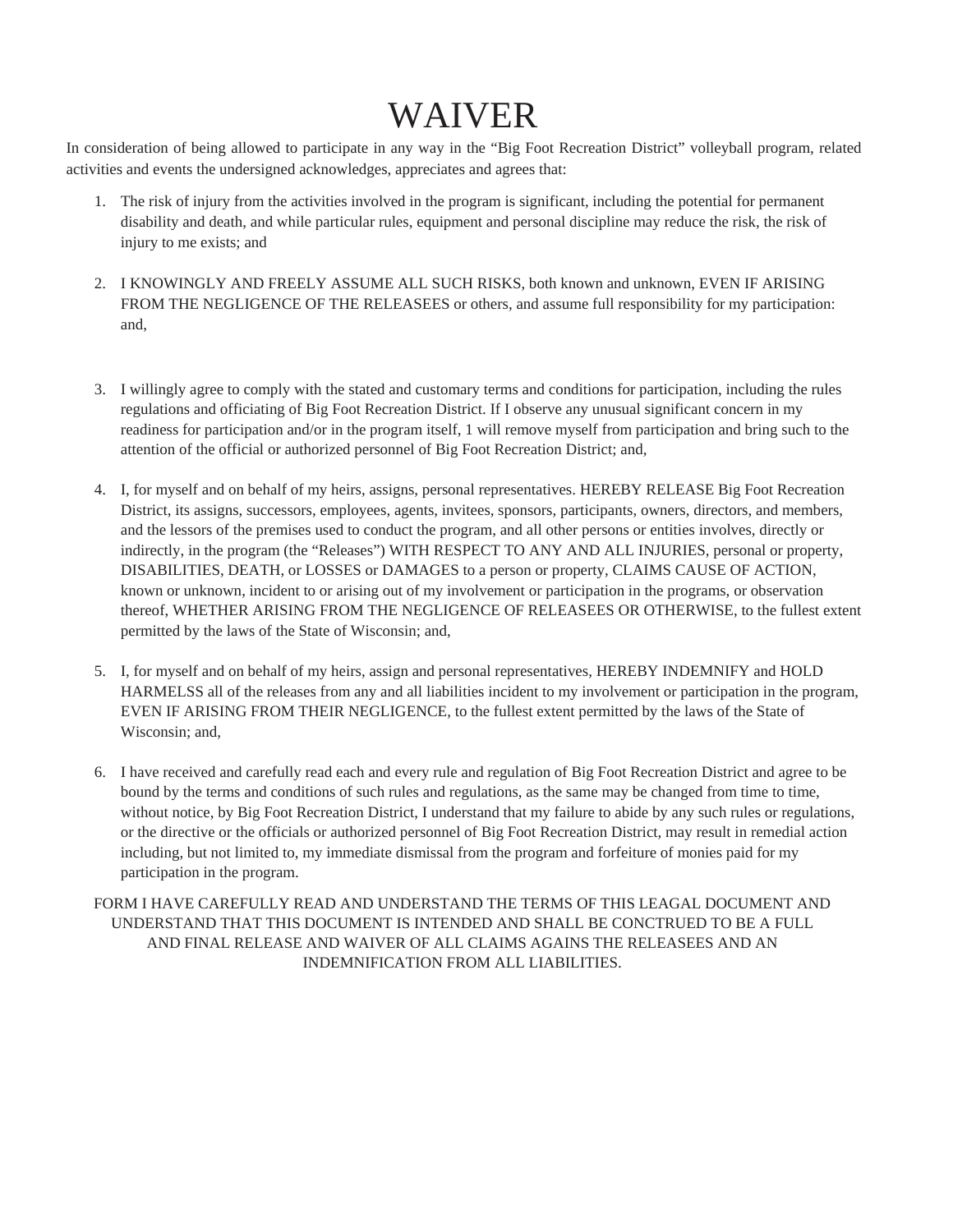# WAIVER

In consideration of being allowed to participate in any way in the "Big Foot Recreation District" volleyball program, related activities and events the undersigned acknowledges, appreciates and agrees that:

1. The risk of injury from the activities involved in the program is significant, including the potential for permanent disability and death, and while particular rules, equipment and personal discipline may reduce the risk, the risk of injury to me exists; and

2. I KNOWINGLY AND FREELY ASSUME ALL SUCH RISKS, both known and unknown, EVEN IF ARISING FROM THE NEGLIGENCE OF THE RELEASEES or others, and assume full responsibility for my participation: and,

3. I willingly agree to comply with the stated and customary terms and conditions for participation, including the rules regulations and officiating of Big Foot Recreation District. If I observe any unusual significant concern in my readiness for participation and/or in the program itself, 1 will remove myself from participation and bring such to the attention of the official or authorized personnel of Big Foot Recreation District; and,

4. I, for myself and on behalf of my heirs, assigns, personal representatives. HEREBY RELEASE Big Foot Recreation District, its assigns, successors, employees, agents, invitees, sponsors, participants, owners, directors, and members, and the lessors of the premises used to conduct the program, and all other persons or entities involves, directly or indirectly, in the program (the "Releases") WITH RESPECT TO ANY AND ALL INJURIES, personal or property, DISABILITIES, DEATH, or LOSSES or DAMAGES to a person or property, CLAIMS CAUSE OF ACTION, known or unknown, incident to or arising out of my involvement or participation in the programs, or observation thereof, WHETHER ARISING FROM THE NEGLIGENCE OF RELEASEES OR OTHERWISE, to the fullest extent permitted by the laws of the State of Wisconsin; and,

5. I, for myself and on behalf of my heirs, assign and personal representatives, HEREBY INDEMNIFY and HOLD HARMELSS all of the releases from any and all liabilities incident to my involvement or participation in the program, EVEN IF ARISING FROM THEIR NEGLIGENCE, to the fullest extent permitted by the laws of the State of Wisconsin; and,

6. I have received and carefully read each and every rule and regulation of Big Foot Recreation District and agree to be bound by the terms and conditions of such rules and regulations, as the same may be changed from time to time, without notice, by Big Foot Recreation District, I understand that my failure to abide by any such rules or regulations, or the directive or the officials or authorized personnel of Big Foot Recreation District, may result in remedial action including, but not limited to, my immediate dismissal from the program and forfeiture of monies paid for my participation in the program.

FORM I HAVE CAREFULLY READ AND UNDERSTAND THE TERMS OF THIS LEAGAL DOCUMENT AND UNDERSTAND THAT THIS DOCUMENT IS INTENDED AND SHALL BE CONCTRUED TO BE A FULL AND FINAL RELEASE AND WAIVER OF ALL CLAIMS AGAINS THE RELEASEES AND AN INDEMNIFICATION FROM ALL LIABILITIES.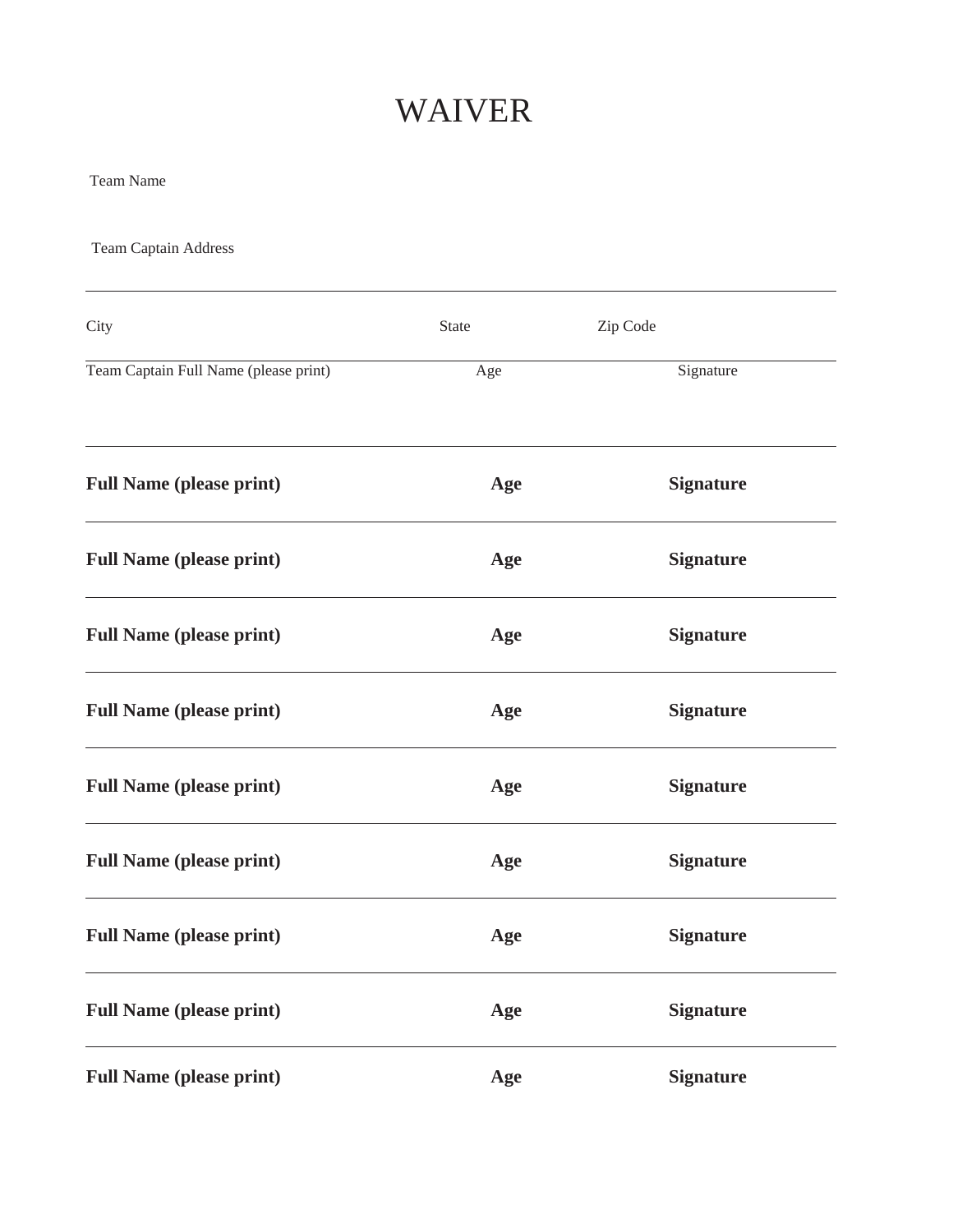# WAIVER

Team Name

Team Captain Address

| City | State | Zip Code |
|---|---|---|
| Team Captain Full Name (please print) | Age | Signature |
| **Full Name (please print)** | **Age** | **Signature** |
| **Full Name (please print)** | **Age** | **Signature** |
| **Full Name (please print)** | **Age** | **Signature** |
| **Full Name (please print)** | **Age** | **Signature** |
| **Full Name (please print)** | **Age** | **Signature** |
| **Full Name (please print)** | **Age** | **Signature** |
| **Full Name (please print)** | **Age** | **Signature** |
| **Full Name (please print)** | **Age** | **Signature** |
| **Full Name (please print)** | **Age** | **Signature** |